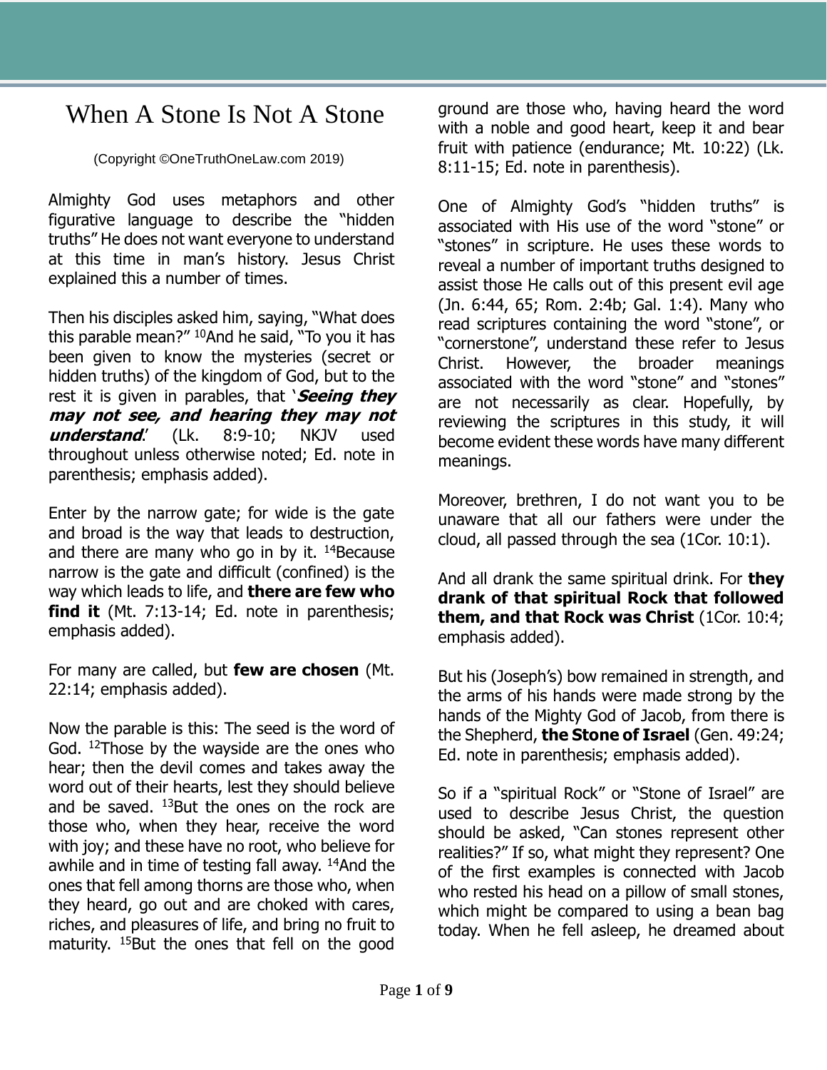# When A Stone Is Not A Stone

(Copyright ©OneTruthOneLaw.com 2019)

Almighty God uses metaphors and other figurative language to describe the "hidden truths" He does not want everyone to understand at this time in man's history. Jesus Christ explained this a number of times.

Then his disciples asked him, saying, "What does this parable mean?" [10]And he said, "To you it has been given to know the mysteries (secret or hidden truths) of the kingdom of God, but to the rest it is given in parables, that '***Seeing they may not see, and hearing they may not understand***.' (Lk. 8:9-10; NKJV used throughout unless otherwise noted; Ed. note in parenthesis; emphasis added).

Enter by the narrow gate; for wide is the gate and broad is the way that leads to destruction, and there are many who go in by it. [14]Because narrow is the gate and difficult (confined) is the way which leads to life, and **there are few who find it** (Mt. 7:13-14; Ed. note in parenthesis; emphasis added).

For many are called, but **few are chosen** (Mt. 22:14; emphasis added).

Now the parable is this: The seed is the word of God. [12]Those by the wayside are the ones who hear; then the devil comes and takes away the word out of their hearts, lest they should believe and be saved. [13]But the ones on the rock are those who, when they hear, receive the word with joy; and these have no root, who believe for awhile and in time of testing fall away. [14]And the ones that fell among thorns are those who, when they heard, go out and are choked with cares, riches, and pleasures of life, and bring no fruit to maturity. [15]But the ones that fell on the good ground are those who, having heard the word with a noble and good heart, keep it and bear fruit with patience (endurance; Mt. 10:22) (Lk. 8:11-15; Ed. note in parenthesis).

One of Almighty God's "hidden truths" is associated with His use of the word "stone" or "stones" in scripture. He uses these words to reveal a number of important truths designed to assist those He calls out of this present evil age (Jn. 6:44, 65; Rom. 2:4b; Gal. 1:4). Many who read scriptures containing the word "stone", or "cornerstone", understand these refer to Jesus Christ. However, the broader meanings associated with the word "stone" and "stones" are not necessarily as clear. Hopefully, by reviewing the scriptures in this study, it will become evident these words have many different meanings.

Moreover, brethren, I do not want you to be unaware that all our fathers were under the cloud, all passed through the sea (1Cor. 10:1).

And all drank the same spiritual drink. For **they drank of that spiritual Rock that followed them, and that Rock was Christ** (1Cor. 10:4; emphasis added).

But his (Joseph's) bow remained in strength, and the arms of his hands were made strong by the hands of the Mighty God of Jacob, from there is the Shepherd, **the Stone of Israel** (Gen. 49:24; Ed. note in parenthesis; emphasis added).

So if a "spiritual Rock" or "Stone of Israel" are used to describe Jesus Christ, the question should be asked, "Can stones represent other realities?" If so, what might they represent? One of the first examples is connected with Jacob who rested his head on a pillow of small stones, which might be compared to using a bean bag today. When he fell asleep, he dreamed about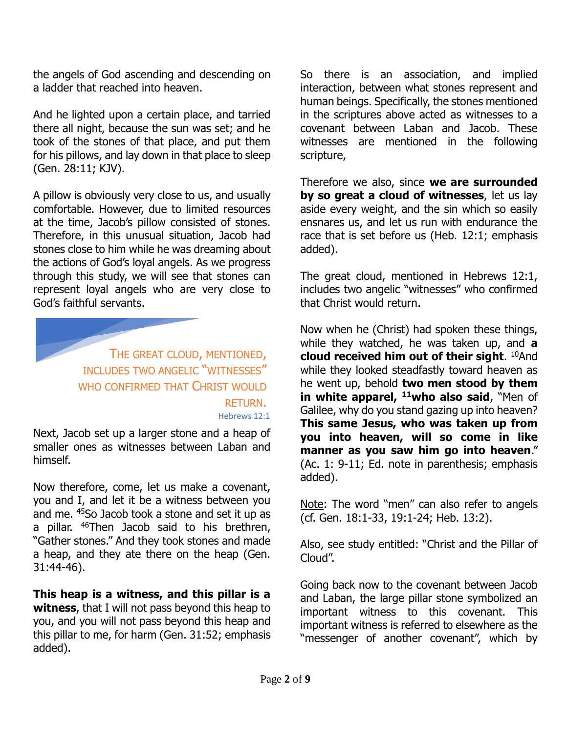the angels of God ascending and descending on a ladder that reached into heaven.

And he lighted upon a certain place, and tarried there all night, because the sun was set; and he took of the stones of that place, and put them for his pillows, and lay down in that place to sleep (Gen. 28:11; KJV).

A pillow is obviously very close to us, and usually comfortable. However, due to limited resources at the time, Jacob's pillow consisted of stones. Therefore, in this unusual situation, Jacob had stones close to him while he was dreaming about the actions of God's loyal angels. As we progress through this study, we will see that stones can represent loyal angels who are very close to God's faithful servants.

> THE GREAT CLOUD, MENTIONED, INCLUDES TWO ANGELIC "WITNESSES" WHO CONFIRMED THAT CHRIST WOULD RETURN.
> Hebrews 12:1

Next, Jacob set up a larger stone and a heap of smaller ones as witnesses between Laban and himself.

Now therefore, come, let us make a covenant, you and I, and let it be a witness between you and me. [45]So Jacob took a stone and set it up as a pillar. [46]Then Jacob said to his brethren, "Gather stones." And they took stones and made a heap, and they ate there on the heap (Gen. 31:44-46).

**This heap is a witness, and this pillar is a witness**, that I will not pass beyond this heap to you, and you will not pass beyond this heap and this pillar to me, for harm (Gen. 31:52; emphasis added).

So there is an association, and implied interaction, between what stones represent and human beings. Specifically, the stones mentioned in the scriptures above acted as witnesses to a covenant between Laban and Jacob. These witnesses are mentioned in the following scripture,

Therefore we also, since **we are surrounded by so great a cloud of witnesses**, let us lay aside every weight, and the sin which so easily ensnares us, and let us run with endurance the race that is set before us (Heb. 12:1; emphasis added).

The great cloud, mentioned in Hebrews 12:1, includes two angelic "witnesses" who confirmed that Christ would return.

Now when he (Christ) had spoken these things, while they watched, he was taken up, and **a cloud received him out of their sight**. [10]And while they looked steadfastly toward heaven as he went up, behold **two men stood by them in white apparel, [11]who also said**, "Men of Galilee, why do you stand gazing up into heaven? **This same Jesus, who was taken up from you into heaven, will so come in like manner as you saw him go into heaven**." (Ac. 1: 9-11; Ed. note in parenthesis; emphasis added).

Note: The word "men" can also refer to angels (cf. Gen. 18:1-33, 19:1-24; Heb. 13:2).

Also, see study entitled: "Christ and the Pillar of Cloud".

Going back now to the covenant between Jacob and Laban, the large pillar stone symbolized an important witness to this covenant. This important witness is referred to elsewhere as the "messenger of another covenant", which by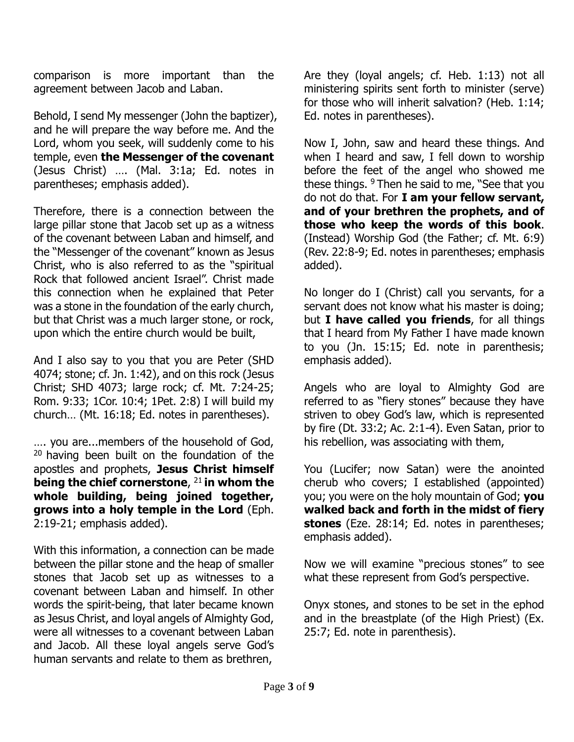comparison is more important than the agreement between Jacob and Laban.

Behold, I send My messenger (John the baptizer), and he will prepare the way before me. And the Lord, whom you seek, will suddenly come to his temple, even **the Messenger of the covenant** (Jesus Christ) …. (Mal. 3:1a; Ed. notes in parentheses; emphasis added).

Therefore, there is a connection between the large pillar stone that Jacob set up as a witness of the covenant between Laban and himself, and the "Messenger of the covenant" known as Jesus Christ, who is also referred to as the "spiritual Rock that followed ancient Israel". Christ made this connection when he explained that Peter was a stone in the foundation of the early church, but that Christ was a much larger stone, or rock, upon which the entire church would be built,

And I also say to you that you are Peter (SHD 4074; stone; cf. Jn. 1:42), and on this rock (Jesus Christ; SHD 4073; large rock; cf. Mt. 7:24-25; Rom. 9:33; 1Cor. 10:4; 1Pet. 2:8) I will build my church… (Mt. 16:18; Ed. notes in parentheses).

…. you are...members of the household of God, [20] having been built on the foundation of the apostles and prophets, **Jesus Christ himself being the chief cornerstone**, [21] **in whom the whole building, being joined together, grows into a holy temple in the Lord** (Eph. 2:19-21; emphasis added).

With this information, a connection can be made between the pillar stone and the heap of smaller stones that Jacob set up as witnesses to a covenant between Laban and himself. In other words the spirit-being, that later became known as Jesus Christ, and loyal angels of Almighty God, were all witnesses to a covenant between Laban and Jacob. All these loyal angels serve God's human servants and relate to them as brethren,

Are they (loyal angels; cf. Heb. 1:13) not all ministering spirits sent forth to minister (serve) for those who will inherit salvation? (Heb. 1:14; Ed. notes in parentheses).

Now I, John, saw and heard these things. And when I heard and saw, I fell down to worship before the feet of the angel who showed me these things. [9] Then he said to me, "See that you do not do that. For **I am your fellow servant, and of your brethren the prophets, and of those who keep the words of this book**. (Instead) Worship God (the Father; cf. Mt. 6:9) (Rev. 22:8-9; Ed. notes in parentheses; emphasis added).

No longer do I (Christ) call you servants, for a servant does not know what his master is doing; but **I have called you friends**, for all things that I heard from My Father I have made known to you (Jn. 15:15; Ed. note in parenthesis; emphasis added).

Angels who are loyal to Almighty God are referred to as "fiery stones" because they have striven to obey God's law, which is represented by fire (Dt. 33:2; Ac. 2:1-4). Even Satan, prior to his rebellion, was associating with them,

You (Lucifer; now Satan) were the anointed cherub who covers; I established (appointed) you; you were on the holy mountain of God; **you walked back and forth in the midst of fiery stones** (Eze. 28:14; Ed. notes in parentheses; emphasis added).

Now we will examine "precious stones" to see what these represent from God's perspective.

Onyx stones, and stones to be set in the ephod and in the breastplate (of the High Priest) (Ex. 25:7; Ed. note in parenthesis).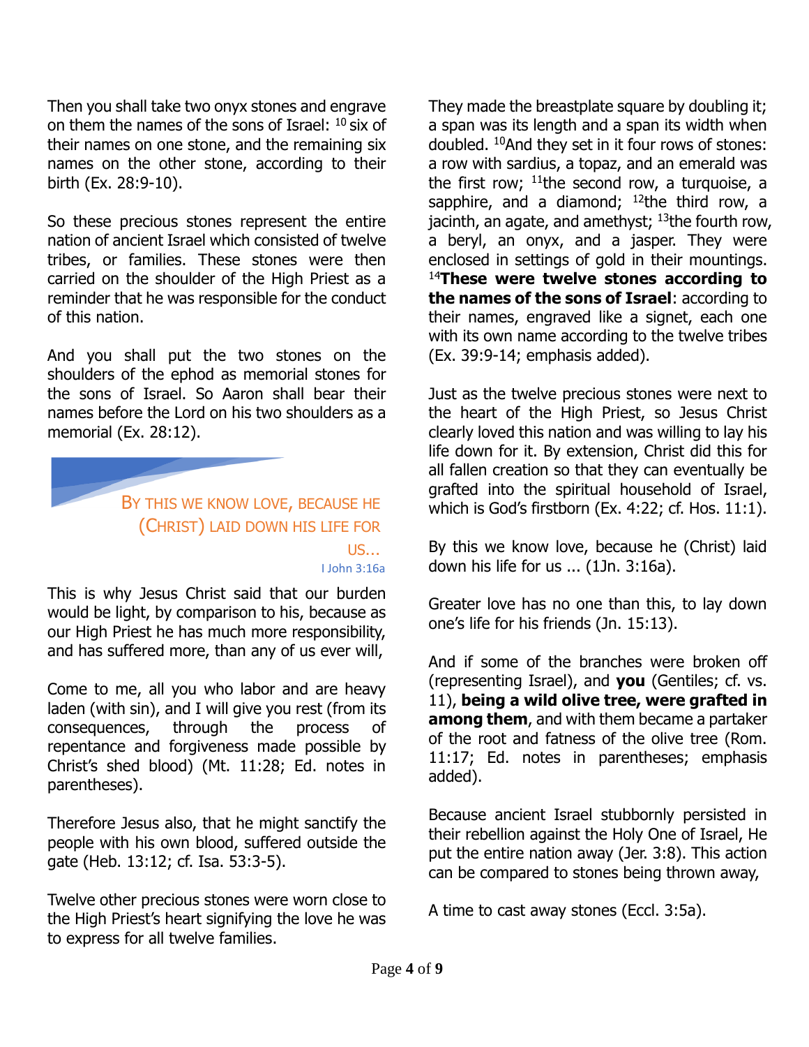Then you shall take two onyx stones and engrave on them the names of the sons of Israel: [10] six of their names on one stone, and the remaining six names on the other stone, according to their birth (Ex. 28:9-10).

So these precious stones represent the entire nation of ancient Israel which consisted of twelve tribes, or families. These stones were then carried on the shoulder of the High Priest as a reminder that he was responsible for the conduct of this nation.

And you shall put the two stones on the shoulders of the ephod as memorial stones for the sons of Israel. So Aaron shall bear their names before the Lord on his two shoulders as a memorial (Ex. 28:12).

> BY THIS WE KNOW LOVE, BECAUSE HE (CHRIST) LAID DOWN HIS LIFE FOR US...
>
> I John 3:16a

This is why Jesus Christ said that our burden would be light, by comparison to his, because as our High Priest he has much more responsibility, and has suffered more, than any of us ever will,

Come to me, all you who labor and are heavy laden (with sin), and I will give you rest (from its consequences, through the process of repentance and forgiveness made possible by Christ's shed blood) (Mt. 11:28; Ed. notes in parentheses).

Therefore Jesus also, that he might sanctify the people with his own blood, suffered outside the gate (Heb. 13:12; cf. Isa. 53:3-5).

Twelve other precious stones were worn close to the High Priest's heart signifying the love he was to express for all twelve families.

They made the breastplate square by doubling it; a span was its length and a span its width when doubled. [10]And they set in it four rows of stones: a row with sardius, a topaz, and an emerald was the first row; [11]the second row, a turquoise, a sapphire, and a diamond; [12]the third row, a jacinth, an agate, and amethyst; [13]the fourth row, a beryl, an onyx, and a jasper. They were enclosed in settings of gold in their mountings. [14]**These were twelve stones according to the names of the sons of Israel**: according to their names, engraved like a signet, each one with its own name according to the twelve tribes (Ex. 39:9-14; emphasis added).

Just as the twelve precious stones were next to the heart of the High Priest, so Jesus Christ clearly loved this nation and was willing to lay his life down for it. By extension, Christ did this for all fallen creation so that they can eventually be grafted into the spiritual household of Israel, which is God's firstborn (Ex. 4:22; cf. Hos. 11:1).

By this we know love, because he (Christ) laid down his life for us ... (1Jn. 3:16a).

Greater love has no one than this, to lay down one's life for his friends (Jn. 15:13).

And if some of the branches were broken off (representing Israel), and **you** (Gentiles; cf. vs. 11), **being a wild olive tree, were grafted in among them**, and with them became a partaker of the root and fatness of the olive tree (Rom. 11:17; Ed. notes in parentheses; emphasis added).

Because ancient Israel stubbornly persisted in their rebellion against the Holy One of Israel, He put the entire nation away (Jer. 3:8). This action can be compared to stones being thrown away,

A time to cast away stones (Eccl. 3:5a).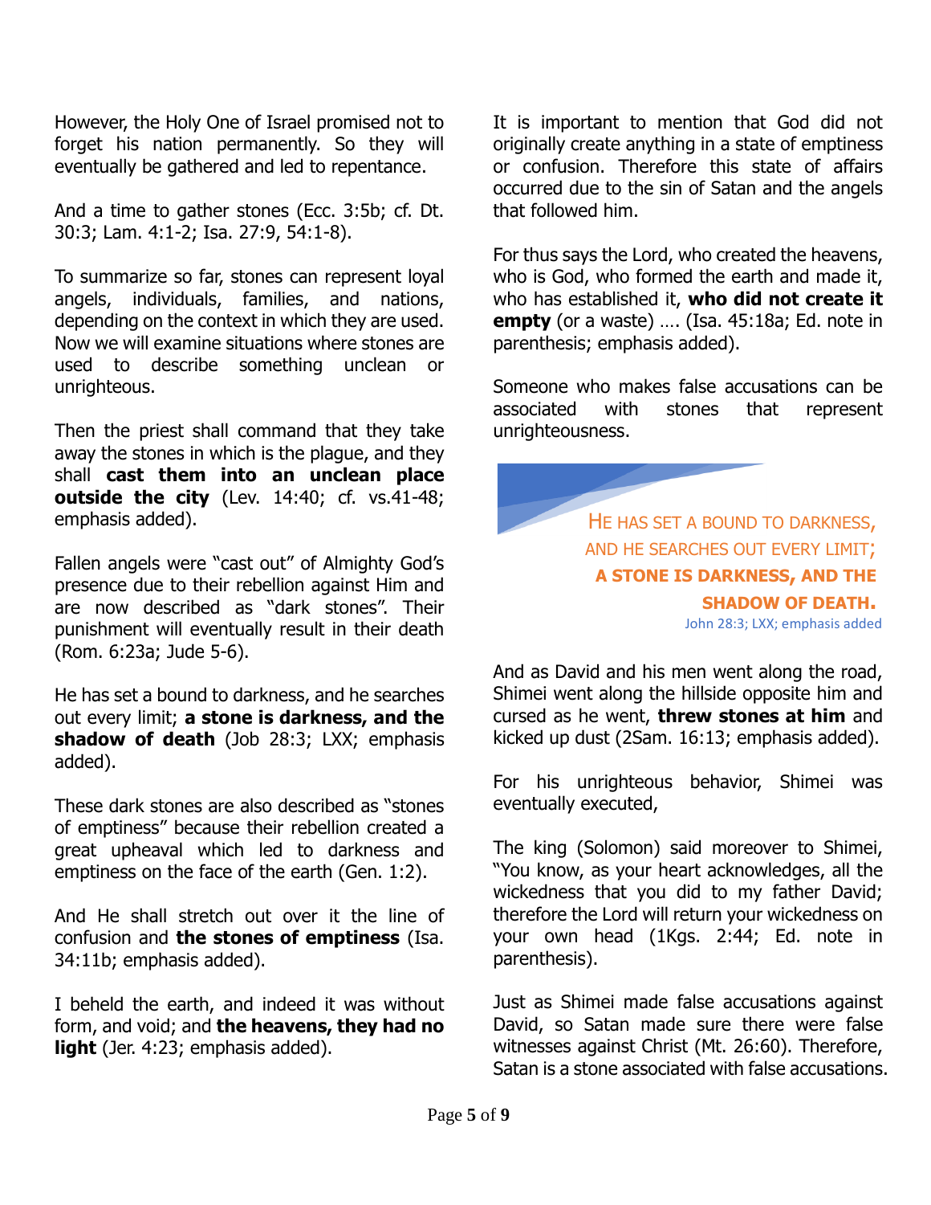However, the Holy One of Israel promised not to forget his nation permanently. So they will eventually be gathered and led to repentance.

And a time to gather stones (Ecc. 3:5b; cf. Dt. 30:3; Lam. 4:1-2; Isa. 27:9, 54:1-8).

To summarize so far, stones can represent loyal angels, individuals, families, and nations, depending on the context in which they are used. Now we will examine situations where stones are used to describe something unclean or unrighteous.

Then the priest shall command that they take away the stones in which is the plague, and they shall **cast them into an unclean place outside the city** (Lev. 14:40; cf. vs.41-48; emphasis added).

Fallen angels were "cast out" of Almighty God's presence due to their rebellion against Him and are now described as "dark stones". Their punishment will eventually result in their death (Rom. 6:23a; Jude 5-6).

He has set a bound to darkness, and he searches out every limit; **a stone is darkness, and the shadow of death** (Job 28:3; LXX; emphasis added).

These dark stones are also described as "stones of emptiness" because their rebellion created a great upheaval which led to darkness and emptiness on the face of the earth (Gen. 1:2).

And He shall stretch out over it the line of confusion and **the stones of emptiness** (Isa. 34:11b; emphasis added).

I beheld the earth, and indeed it was without form, and void; and **the heavens, they had no light** (Jer. 4:23; emphasis added).

It is important to mention that God did not originally create anything in a state of emptiness or confusion. Therefore this state of affairs occurred due to the sin of Satan and the angels that followed him.

For thus says the Lord, who created the heavens, who is God, who formed the earth and made it, who has established it, **who did not create it empty** (or a waste) …. (Isa. 45:18a; Ed. note in parenthesis; emphasis added).

Someone who makes false accusations can be associated with stones that represent unrighteousness.

> HE HAS SET A BOUND TO DARKNESS, AND HE SEARCHES OUT EVERY LIMIT; **A STONE IS DARKNESS, AND THE SHADOW OF DEATH.**
> John 28:3; LXX; emphasis added

And as David and his men went along the road, Shimei went along the hillside opposite him and cursed as he went, **threw stones at him** and kicked up dust (2Sam. 16:13; emphasis added).

For his unrighteous behavior, Shimei was eventually executed,

The king (Solomon) said moreover to Shimei, "You know, as your heart acknowledges, all the wickedness that you did to my father David; therefore the Lord will return your wickedness on your own head (1Kgs. 2:44; Ed. note in parenthesis).

Just as Shimei made false accusations against David, so Satan made sure there were false witnesses against Christ (Mt. 26:60). Therefore, Satan is a stone associated with false accusations.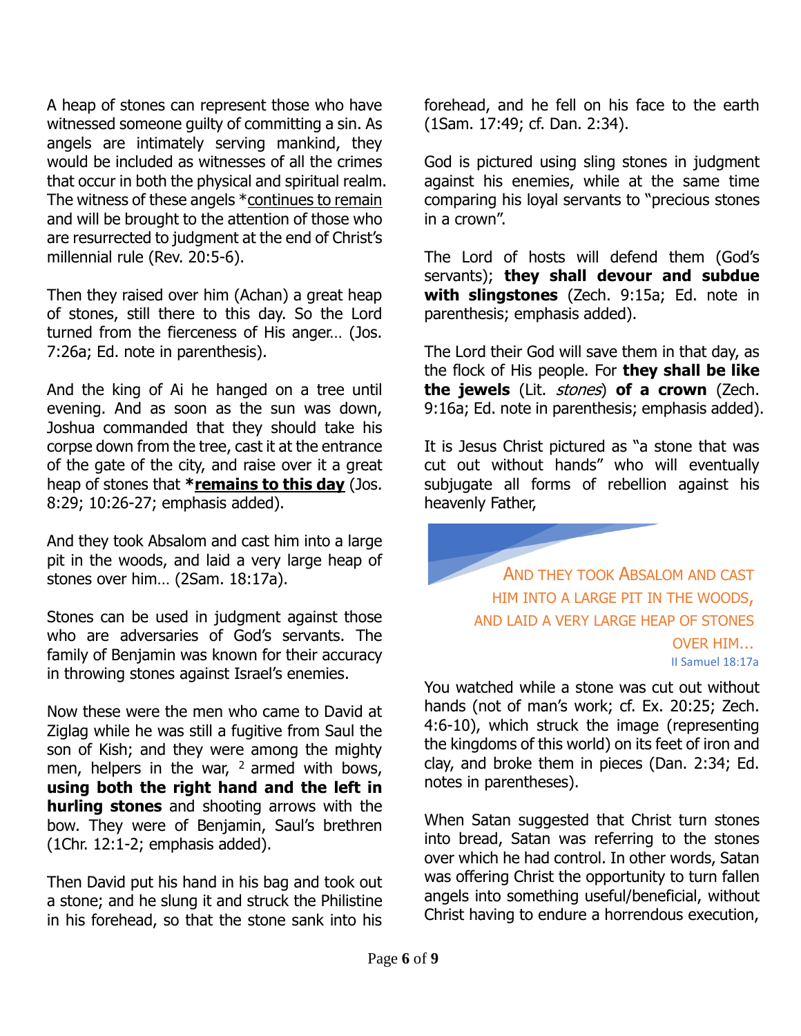A heap of stones can represent those who have witnessed someone guilty of committing a sin. As angels are intimately serving mankind, they would be included as witnesses of all the crimes that occur in both the physical and spiritual realm. The witness of these angels *<u>continues to remain</u> and will be brought to the attention of those who are resurrected to judgment at the end of Christ's millennial rule (Rev. 20:5-6).

Then they raised over him (Achan) a great heap of stones, still there to this day. So the Lord turned from the fierceness of His anger… (Jos. 7:26a; Ed. note in parenthesis).

And the king of Ai he hanged on a tree until evening. And as soon as the sun was down, Joshua commanded that they should take his corpse down from the tree, cast it at the entrance of the gate of the city, and raise over it a great heap of stones that **\*<u>remains to this day</u>** (Jos. 8:29; 10:26-27; emphasis added).

And they took Absalom and cast him into a large pit in the woods, and laid a very large heap of stones over him… (2Sam. 18:17a).

Stones can be used in judgment against those who are adversaries of God's servants. The family of Benjamin was known for their accuracy in throwing stones against Israel's enemies.

Now these were the men who came to David at Ziglag while he was still a fugitive from Saul the son of Kish; and they were among the mighty men, helpers in the war, [2] armed with bows, **using both the right hand and the left in hurling stones** and shooting arrows with the bow. They were of Benjamin, Saul's brethren (1Chr. 12:1-2; emphasis added).

Then David put his hand in his bag and took out a stone; and he slung it and struck the Philistine in his forehead, so that the stone sank into his forehead, and he fell on his face to the earth (1Sam. 17:49; cf. Dan. 2:34).

God is pictured using sling stones in judgment against his enemies, while at the same time comparing his loyal servants to "precious stones in a crown".

The Lord of hosts will defend them (God's servants); **they shall devour and subdue with slingstones** (Zech. 9:15a; Ed. note in parenthesis; emphasis added).

The Lord their God will save them in that day, as the flock of His people. For **they shall be like the jewels** (Lit. *stones*) **of a crown** (Zech. 9:16a; Ed. note in parenthesis; emphasis added).

It is Jesus Christ pictured as "a stone that was cut out without hands" who will eventually subjugate all forms of rebellion against his heavenly Father,

> AND THEY TOOK ABSALOM AND CAST HIM INTO A LARGE PIT IN THE WOODS, AND LAID A VERY LARGE HEAP OF STONES OVER HIM…
> II Samuel 18:17a

You watched while a stone was cut out without hands (not of man's work; cf. Ex. 20:25; Zech. 4:6-10), which struck the image (representing the kingdoms of this world) on its feet of iron and clay, and broke them in pieces (Dan. 2:34; Ed. notes in parentheses).

When Satan suggested that Christ turn stones into bread, Satan was referring to the stones over which he had control. In other words, Satan was offering Christ the opportunity to turn fallen angels into something useful/beneficial, without Christ having to endure a horrendous execution,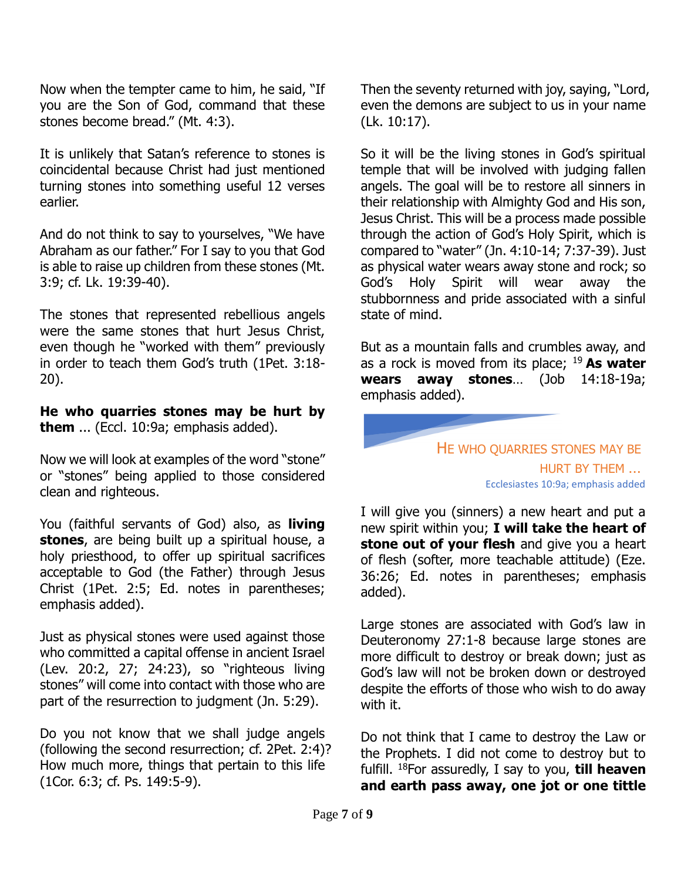Now when the tempter came to him, he said, "If you are the Son of God, command that these stones become bread." (Mt. 4:3).

It is unlikely that Satan's reference to stones is coincidental because Christ had just mentioned turning stones into something useful 12 verses earlier.

And do not think to say to yourselves, "We have Abraham as our father." For I say to you that God is able to raise up children from these stones (Mt. 3:9; cf. Lk. 19:39-40).

The stones that represented rebellious angels were the same stones that hurt Jesus Christ, even though he "worked with them" previously in order to teach them God's truth (1Pet. 3:18-20).

**He who quarries stones may be hurt by them** ... (Eccl. 10:9a; emphasis added).

Now we will look at examples of the word "stone" or "stones" being applied to those considered clean and righteous.

You (faithful servants of God) also, as **living stones**, are being built up a spiritual house, a holy priesthood, to offer up spiritual sacrifices acceptable to God (the Father) through Jesus Christ (1Pet. 2:5; Ed. notes in parentheses; emphasis added).

Just as physical stones were used against those who committed a capital offense in ancient Israel (Lev. 20:2, 27; 24:23), so "righteous living stones" will come into contact with those who are part of the resurrection to judgment (Jn. 5:29).

Do you not know that we shall judge angels (following the second resurrection; cf. 2Pet. 2:4)? How much more, things that pertain to this life (1Cor. 6:3; cf. Ps. 149:5-9).

Then the seventy returned with joy, saying, "Lord, even the demons are subject to us in your name (Lk. 10:17).

So it will be the living stones in God's spiritual temple that will be involved with judging fallen angels. The goal will be to restore all sinners in their relationship with Almighty God and His son, Jesus Christ. This will be a process made possible through the action of God's Holy Spirit, which is compared to "water" (Jn. 4:10-14; 7:37-39). Just as physical water wears away stone and rock; so God's Holy Spirit will wear away the stubbornness and pride associated with a sinful state of mind.

But as a mountain falls and crumbles away, and as a rock is moved from its place; [19] **As water wears away stones**… (Job 14:18-19a; emphasis added).

> HE WHO QUARRIES STONES MAY BE HURT BY THEM …
> Ecclesiastes 10:9a; emphasis added

I will give you (sinners) a new heart and put a new spirit within you; **I will take the heart of stone out of your flesh** and give you a heart of flesh (softer, more teachable attitude) (Eze. 36:26; Ed. notes in parentheses; emphasis added).

Large stones are associated with God's law in Deuteronomy 27:1-8 because large stones are more difficult to destroy or break down; just as God's law will not be broken down or destroyed despite the efforts of those who wish to do away with it.

Do not think that I came to destroy the Law or the Prophets. I did not come to destroy but to fulfill. [18]For assuredly, I say to you, **till heaven and earth pass away, one jot or one tittle**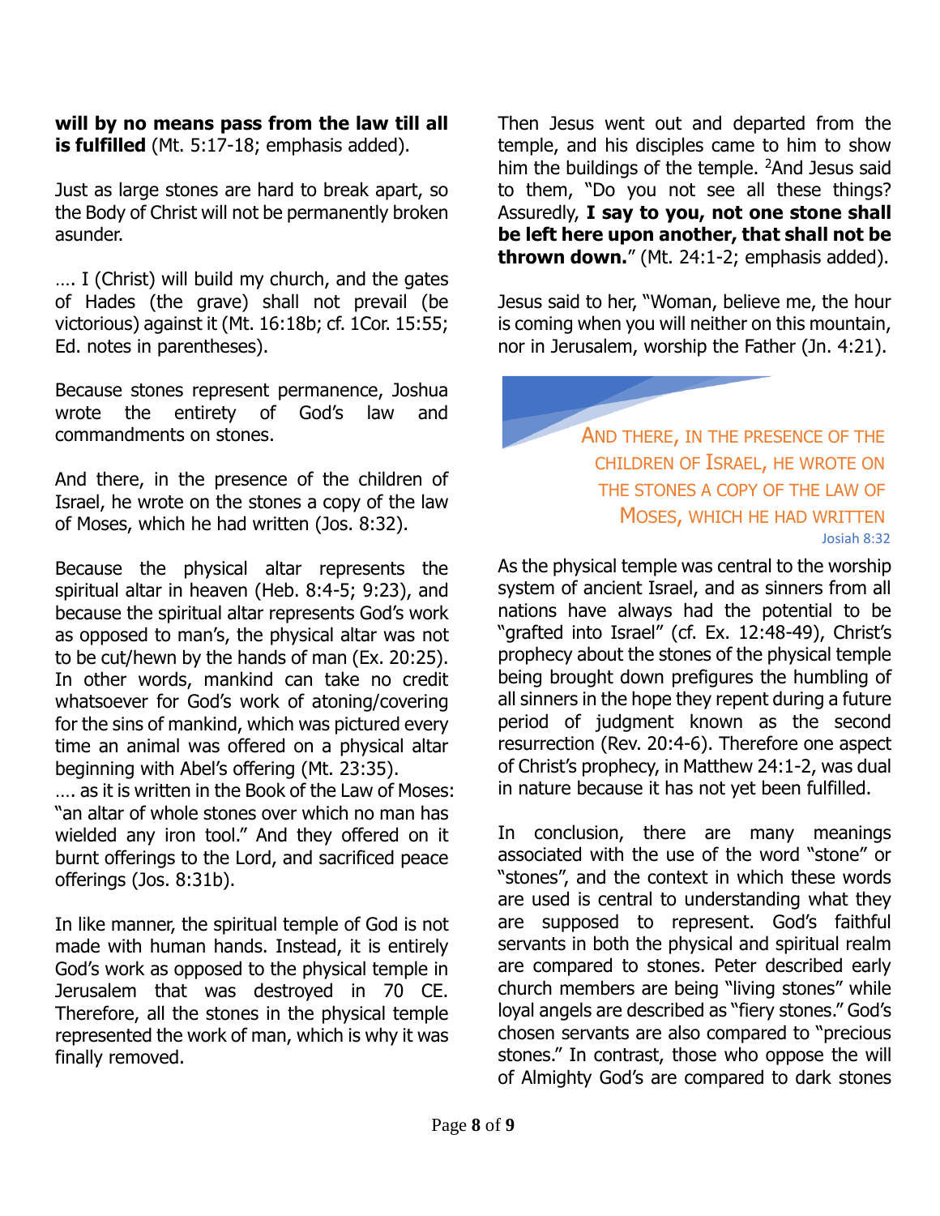**will by no means pass from the law till all is fulfilled** (Mt. 5:17-18; emphasis added).

Just as large stones are hard to break apart, so the Body of Christ will not be permanently broken asunder.

…. I (Christ) will build my church, and the gates of Hades (the grave) shall not prevail (be victorious) against it (Mt. 16:18b; cf. 1Cor. 15:55; Ed. notes in parentheses).

Because stones represent permanence, Joshua wrote the entirety of God's law and commandments on stones.

And there, in the presence of the children of Israel, he wrote on the stones a copy of the law of Moses, which he had written (Jos. 8:32).

Because the physical altar represents the spiritual altar in heaven (Heb. 8:4-5; 9:23), and because the spiritual altar represents God's work as opposed to man's, the physical altar was not to be cut/hewn by the hands of man (Ex. 20:25). In other words, mankind can take no credit whatsoever for God's work of atoning/covering for the sins of mankind, which was pictured every time an animal was offered on a physical altar beginning with Abel's offering (Mt. 23:35).

…. as it is written in the Book of the Law of Moses: "an altar of whole stones over which no man has wielded any iron tool." And they offered on it burnt offerings to the Lord, and sacrificed peace offerings (Jos. 8:31b).

In like manner, the spiritual temple of God is not made with human hands. Instead, it is entirely God's work as opposed to the physical temple in Jerusalem that was destroyed in 70 CE. Therefore, all the stones in the physical temple represented the work of man, which is why it was finally removed.

Then Jesus went out and departed from the temple, and his disciples came to him to show him the buildings of the temple. [2]And Jesus said to them, "Do you not see all these things? Assuredly, **I say to you, not one stone shall be left here upon another, that shall not be thrown down.**" (Mt. 24:1-2; emphasis added).

Jesus said to her, "Woman, believe me, the hour is coming when you will neither on this mountain, nor in Jerusalem, worship the Father (Jn. 4:21).

> AND THERE, IN THE PRESENCE OF THE CHILDREN OF ISRAEL, HE WROTE ON THE STONES A COPY OF THE LAW OF MOSES, WHICH HE HAD WRITTEN
>
> Josiah 8:32

As the physical temple was central to the worship system of ancient Israel, and as sinners from all nations have always had the potential to be "grafted into Israel" (cf. Ex. 12:48-49), Christ's prophecy about the stones of the physical temple being brought down prefigures the humbling of all sinners in the hope they repent during a future period of judgment known as the second resurrection (Rev. 20:4-6). Therefore one aspect of Christ's prophecy, in Matthew 24:1-2, was dual in nature because it has not yet been fulfilled.

In conclusion, there are many meanings associated with the use of the word "stone" or "stones", and the context in which these words are used is central to understanding what they are supposed to represent. God's faithful servants in both the physical and spiritual realm are compared to stones. Peter described early church members are being "living stones" while loyal angels are described as "fiery stones." God's chosen servants are also compared to "precious stones." In contrast, those who oppose the will of Almighty God's are compared to dark stones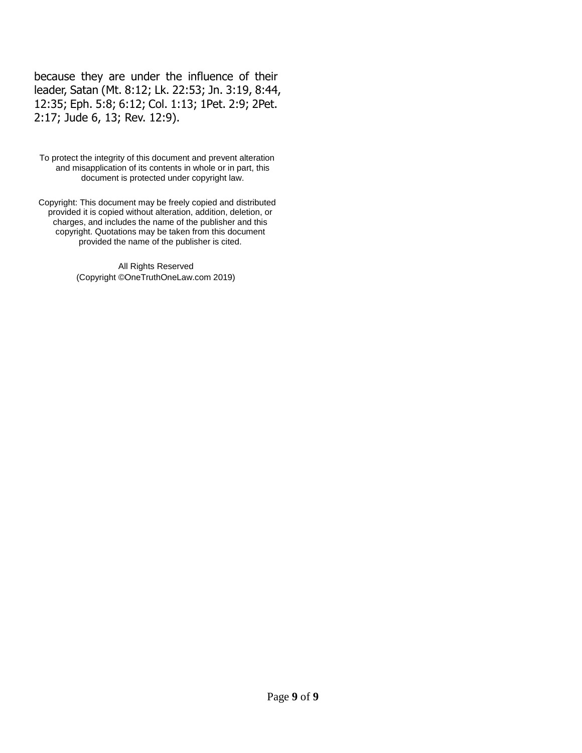because they are under the influence of their leader, Satan (Mt. 8:12; Lk. 22:53; Jn. 3:19, 8:44, 12:35; Eph. 5:8; 6:12; Col. 1:13; 1Pet. 2:9; 2Pet. 2:17; Jude 6, 13; Rev. 12:9).

To protect the integrity of this document and prevent alteration and misapplication of its contents in whole or in part, this document is protected under copyright law.

Copyright: This document may be freely copied and distributed provided it is copied without alteration, addition, deletion, or charges, and includes the name of the publisher and this copyright. Quotations may be taken from this document provided the name of the publisher is cited.

All Rights Reserved
(Copyright ©OneTruthOneLaw.com 2019)